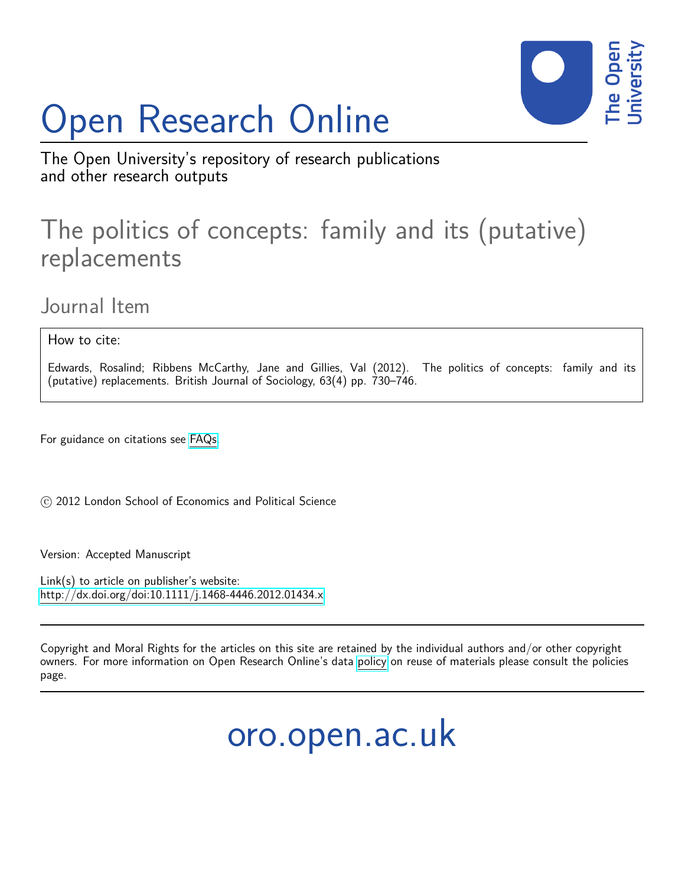# Open Research Online

The Open University's repository of research publications and other research outputs

## The politics of concepts: family and its (putative) replacements

### Journal Item

How to cite:

Edwards, Rosalind; Ribbens McCarthy, Jane and Gillies, Val (2012). The politics of concepts: family and its (putative) replacements. British Journal of Sociology, 63(4) pp. 730–746.

For guidance on citations see FAQs.

© 2012 London School of Economics and Political Science

Version: Accepted Manuscript

Link(s) to article on publisher's website:
http://dx.doi.org/doi:10.1111/j.1468-4446.2012.01434.x

Copyright and Moral Rights for the articles on this site are retained by the individual authors and/or other copyright owners. For more information on Open Research Online's data policy on reuse of materials please consult the policies page.

oro.open.ac.uk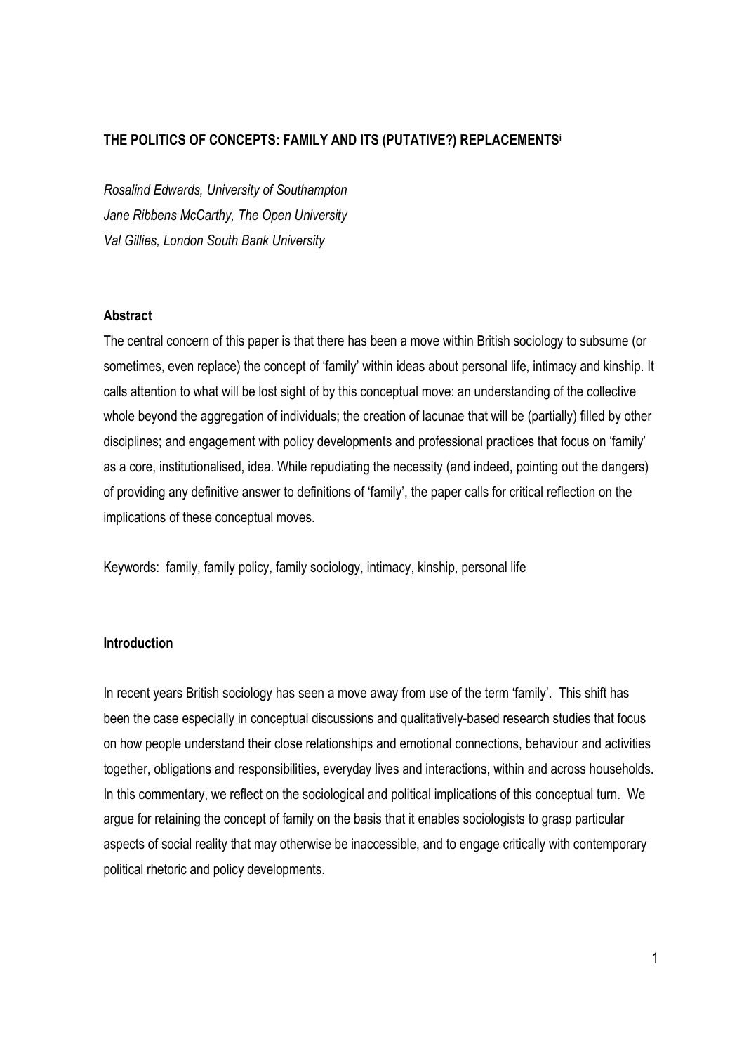# THE POLITICS OF CONCEPTS: FAMILY AND ITS (PUTATIVE?) REPLACEMENTS[i]

*Rosalind Edwards, University of Southampton*
*Jane Ribbens McCarthy, The Open University*
*Val Gillies, London South Bank University*

## Abstract

The central concern of this paper is that there has been a move within British sociology to subsume (or sometimes, even replace) the concept of 'family' within ideas about personal life, intimacy and kinship. It calls attention to what will be lost sight of by this conceptual move: an understanding of the collective whole beyond the aggregation of individuals; the creation of lacunae that will be (partially) filled by other disciplines; and engagement with policy developments and professional practices that focus on 'family' as a core, institutionalised, idea. While repudiating the necessity (and indeed, pointing out the dangers) of providing any definitive answer to definitions of 'family', the paper calls for critical reflection on the implications of these conceptual moves.

Keywords: family, family policy, family sociology, intimacy, kinship, personal life

## Introduction

In recent years British sociology has seen a move away from use of the term 'family'. This shift has been the case especially in conceptual discussions and qualitatively-based research studies that focus on how people understand their close relationships and emotional connections, behaviour and activities together, obligations and responsibilities, everyday lives and interactions, within and across households. In this commentary, we reflect on the sociological and political implications of this conceptual turn. We argue for retaining the concept of family on the basis that it enables sociologists to grasp particular aspects of social reality that may otherwise be inaccessible, and to engage critically with contemporary political rhetoric and policy developments.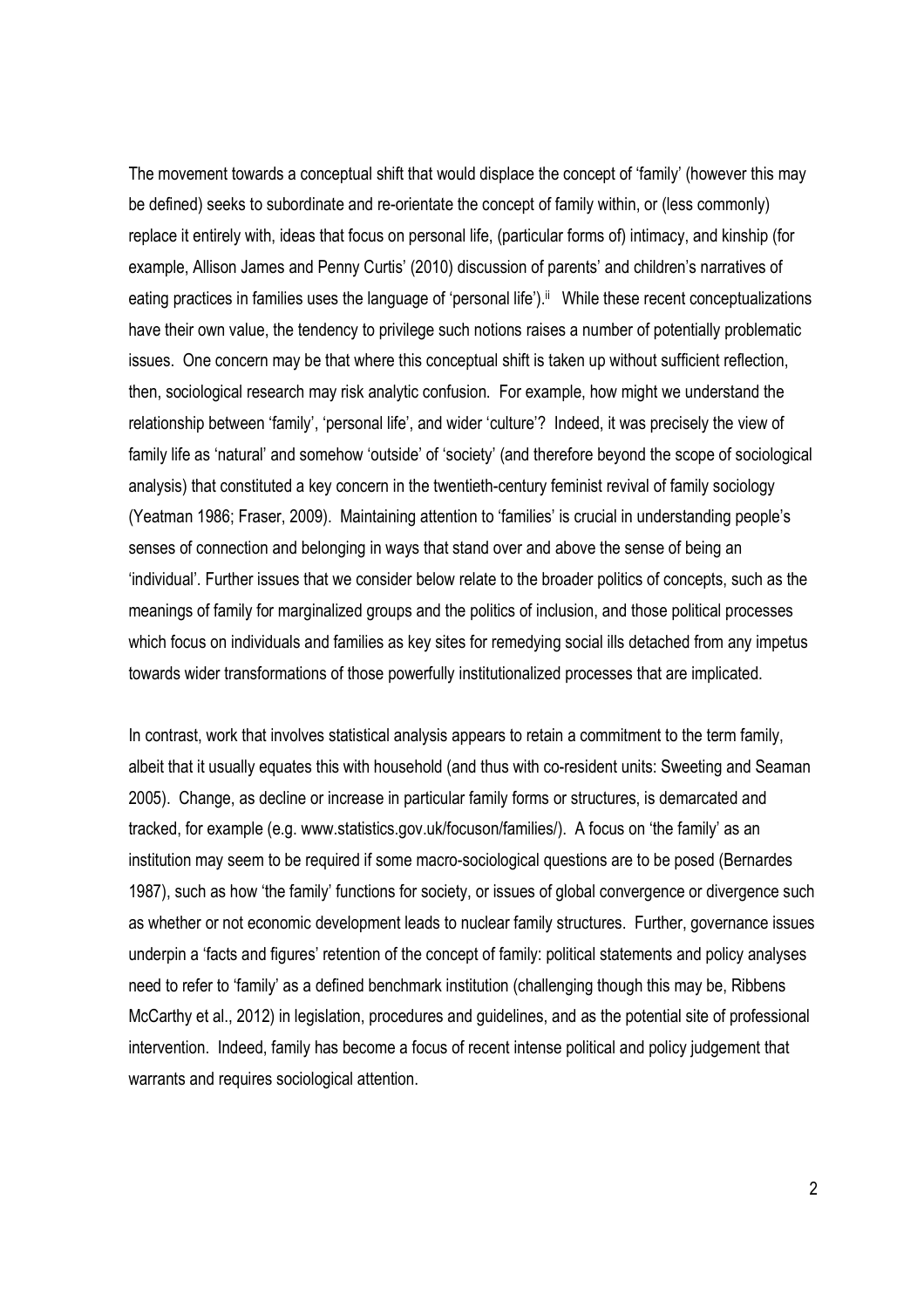The movement towards a conceptual shift that would displace the concept of 'family' (however this may be defined) seeks to subordinate and re-orientate the concept of family within, or (less commonly) replace it entirely with, ideas that focus on personal life, (particular forms of) intimacy, and kinship (for example, Allison James and Penny Curtis' (2010) discussion of parents' and children's narratives of eating practices in families uses the language of 'personal life').[ii] While these recent conceptualizations have their own value, the tendency to privilege such notions raises a number of potentially problematic issues. One concern may be that where this conceptual shift is taken up without sufficient reflection, then, sociological research may risk analytic confusion. For example, how might we understand the relationship between 'family', 'personal life', and wider 'culture'? Indeed, it was precisely the view of family life as 'natural' and somehow 'outside' of 'society' (and therefore beyond the scope of sociological analysis) that constituted a key concern in the twentieth-century feminist revival of family sociology (Yeatman 1986; Fraser, 2009). Maintaining attention to 'families' is crucial in understanding people's senses of connection and belonging in ways that stand over and above the sense of being an 'individual'. Further issues that we consider below relate to the broader politics of concepts, such as the meanings of family for marginalized groups and the politics of inclusion, and those political processes which focus on individuals and families as key sites for remedying social ills detached from any impetus towards wider transformations of those powerfully institutionalized processes that are implicated.

In contrast, work that involves statistical analysis appears to retain a commitment to the term family, albeit that it usually equates this with household (and thus with co-resident units: Sweeting and Seaman 2005). Change, as decline or increase in particular family forms or structures, is demarcated and tracked, for example (e.g. www.statistics.gov.uk/focuson/families/). A focus on 'the family' as an institution may seem to be required if some macro-sociological questions are to be posed (Bernardes 1987), such as how 'the family' functions for society, or issues of global convergence or divergence such as whether or not economic development leads to nuclear family structures. Further, governance issues underpin a 'facts and figures' retention of the concept of family: political statements and policy analyses need to refer to 'family' as a defined benchmark institution (challenging though this may be, Ribbens McCarthy et al., 2012) in legislation, procedures and guidelines, and as the potential site of professional intervention. Indeed, family has become a focus of recent intense political and policy judgement that warrants and requires sociological attention.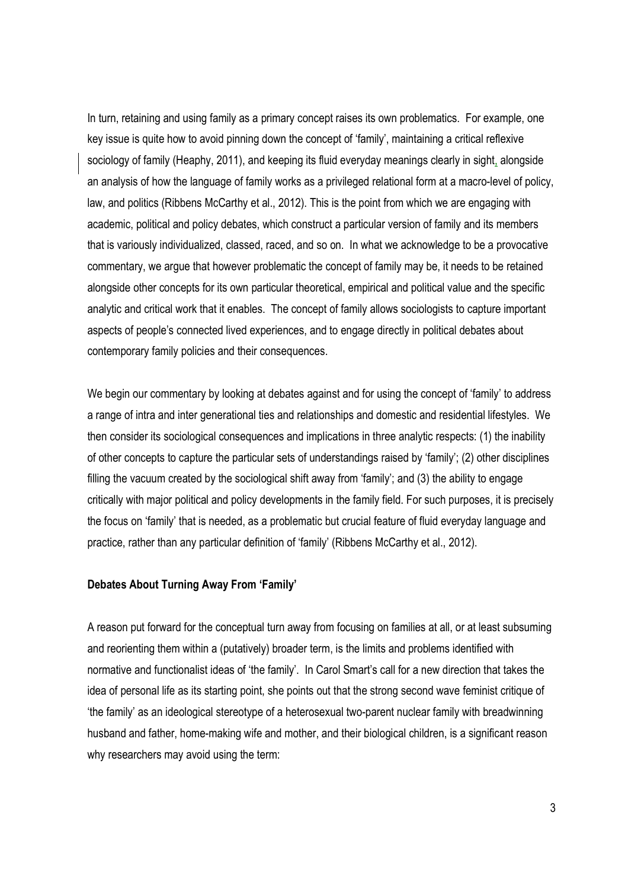In turn, retaining and using family as a primary concept raises its own problematics. For example, one key issue is quite how to avoid pinning down the concept of 'family', maintaining a critical reflexive sociology of family (Heaphy, 2011), and keeping its fluid everyday meanings clearly in sight, alongside an analysis of how the language of family works as a privileged relational form at a macro-level of policy, law, and politics (Ribbens McCarthy et al., 2012). This is the point from which we are engaging with academic, political and policy debates, which construct a particular version of family and its members that is variously individualized, classed, raced, and so on. In what we acknowledge to be a provocative commentary, we argue that however problematic the concept of family may be, it needs to be retained alongside other concepts for its own particular theoretical, empirical and political value and the specific analytic and critical work that it enables. The concept of family allows sociologists to capture important aspects of people's connected lived experiences, and to engage directly in political debates about contemporary family policies and their consequences.

We begin our commentary by looking at debates against and for using the concept of 'family' to address a range of intra and inter generational ties and relationships and domestic and residential lifestyles. We then consider its sociological consequences and implications in three analytic respects: (1) the inability of other concepts to capture the particular sets of understandings raised by 'family'; (2) other disciplines filling the vacuum created by the sociological shift away from 'family'; and (3) the ability to engage critically with major political and policy developments in the family field. For such purposes, it is precisely the focus on 'family' that is needed, as a problematic but crucial feature of fluid everyday language and practice, rather than any particular definition of 'family' (Ribbens McCarthy et al., 2012).

**Debates About Turning Away From 'Family'**

A reason put forward for the conceptual turn away from focusing on families at all, or at least subsuming and reorienting them within a (putatively) broader term, is the limits and problems identified with normative and functionalist ideas of 'the family'. In Carol Smart's call for a new direction that takes the idea of personal life as its starting point, she points out that the strong second wave feminist critique of 'the family' as an ideological stereotype of a heterosexual two-parent nuclear family with breadwinning husband and father, home-making wife and mother, and their biological children, is a significant reason why researchers may avoid using the term: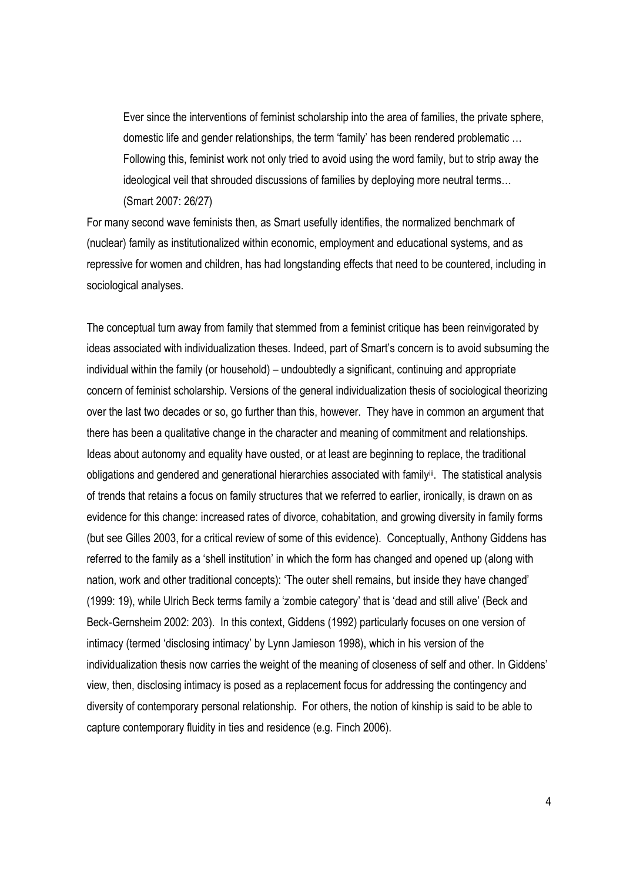> Ever since the interventions of feminist scholarship into the area of families, the private sphere, domestic life and gender relationships, the term 'family' has been rendered problematic … Following this, feminist work not only tried to avoid using the word family, but to strip away the ideological veil that shrouded discussions of families by deploying more neutral terms… (Smart 2007: 26/27)

For many second wave feminists then, as Smart usefully identifies, the normalized benchmark of (nuclear) family as institutionalized within economic, employment and educational systems, and as repressive for women and children, has had longstanding effects that need to be countered, including in sociological analyses.

The conceptual turn away from family that stemmed from a feminist critique has been reinvigorated by ideas associated with individualization theses. Indeed, part of Smart's concern is to avoid subsuming the individual within the family (or household) – undoubtedly a significant, continuing and appropriate concern of feminist scholarship. Versions of the general individualization thesis of sociological theorizing over the last two decades or so, go further than this, however. They have in common an argument that there has been a qualitative change in the character and meaning of commitment and relationships. Ideas about autonomy and equality have ousted, or at least are beginning to replace, the traditional obligations and gendered and generational hierarchies associated with family[iii]. The statistical analysis of trends that retains a focus on family structures that we referred to earlier, ironically, is drawn on as evidence for this change: increased rates of divorce, cohabitation, and growing diversity in family forms (but see Gilles 2003, for a critical review of some of this evidence). Conceptually, Anthony Giddens has referred to the family as a 'shell institution' in which the form has changed and opened up (along with nation, work and other traditional concepts): 'The outer shell remains, but inside they have changed' (1999: 19), while Ulrich Beck terms family a 'zombie category' that is 'dead and still alive' (Beck and Beck-Gernsheim 2002: 203). In this context, Giddens (1992) particularly focuses on one version of intimacy (termed 'disclosing intimacy' by Lynn Jamieson 1998), which in his version of the individualization thesis now carries the weight of the meaning of closeness of self and other. In Giddens' view, then, disclosing intimacy is posed as a replacement focus for addressing the contingency and diversity of contemporary personal relationship. For others, the notion of kinship is said to be able to capture contemporary fluidity in ties and residence (e.g. Finch 2006).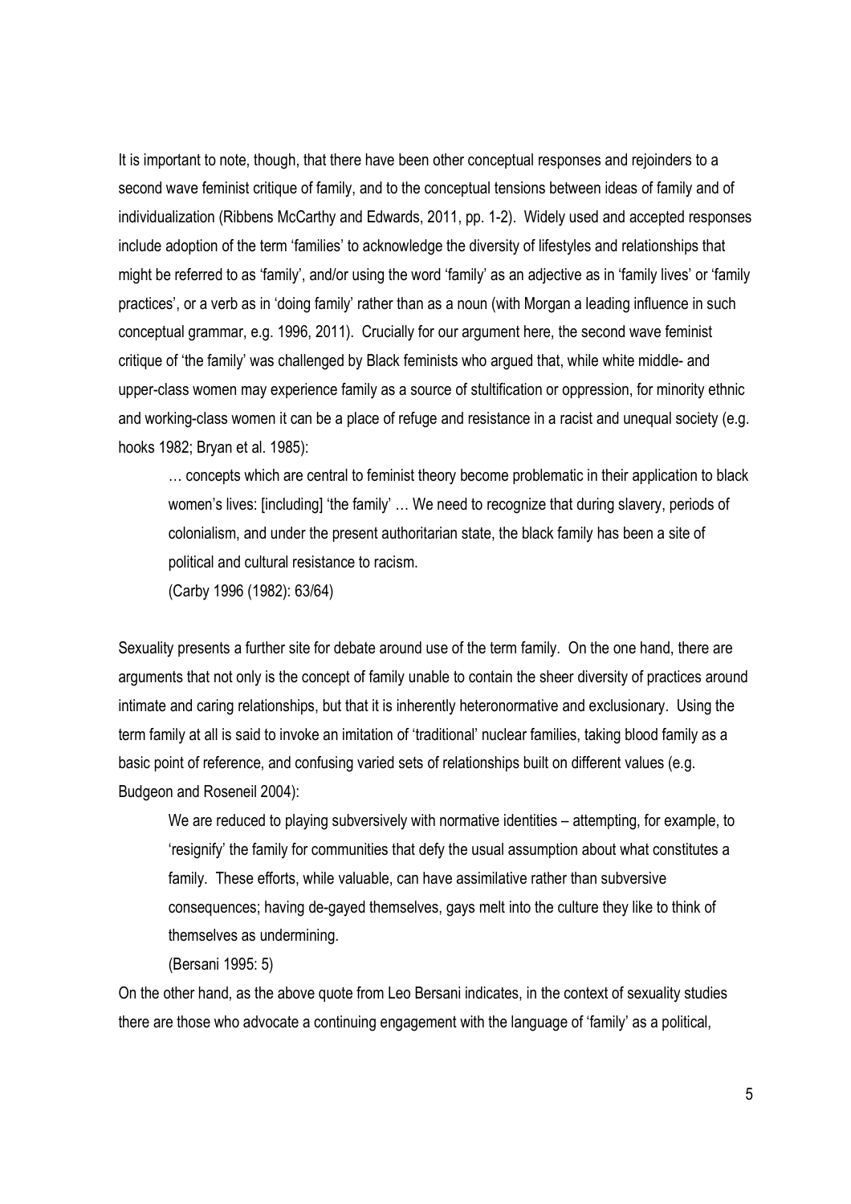It is important to note, though, that there have been other conceptual responses and rejoinders to a second wave feminist critique of family, and to the conceptual tensions between ideas of family and of individualization (Ribbens McCarthy and Edwards, 2011, pp. 1-2). Widely used and accepted responses include adoption of the term 'families' to acknowledge the diversity of lifestyles and relationships that might be referred to as 'family', and/or using the word 'family' as an adjective as in 'family lives' or 'family practices', or a verb as in 'doing family' rather than as a noun (with Morgan a leading influence in such conceptual grammar, e.g. 1996, 2011). Crucially for our argument here, the second wave feminist critique of 'the family' was challenged by Black feminists who argued that, while white middle- and upper-class women may experience family as a source of stultification or oppression, for minority ethnic and working-class women it can be a place of refuge and resistance in a racist and unequal society (e.g. hooks 1982; Bryan et al. 1985):

> … concepts which are central to feminist theory become problematic in their application to black women's lives: [including] 'the family' … We need to recognize that during slavery, periods of colonialism, and under the present authoritarian state, the black family has been a site of political and cultural resistance to racism.
>
> (Carby 1996 (1982): 63/64)

Sexuality presents a further site for debate around use of the term family. On the one hand, there are arguments that not only is the concept of family unable to contain the sheer diversity of practices around intimate and caring relationships, but that it is inherently heteronormative and exclusionary. Using the term family at all is said to invoke an imitation of 'traditional' nuclear families, taking blood family as a basic point of reference, and confusing varied sets of relationships built on different values (e.g. Budgeon and Roseneil 2004):

> We are reduced to playing subversively with normative identities – attempting, for example, to 'resignify' the family for communities that defy the usual assumption about what constitutes a family. These efforts, while valuable, can have assimilative rather than subversive consequences; having de-gayed themselves, gays melt into the culture they like to think of themselves as undermining.
>
> (Bersani 1995: 5)

On the other hand, as the above quote from Leo Bersani indicates, in the context of sexuality studies there are those who advocate a continuing engagement with the language of 'family' as a political,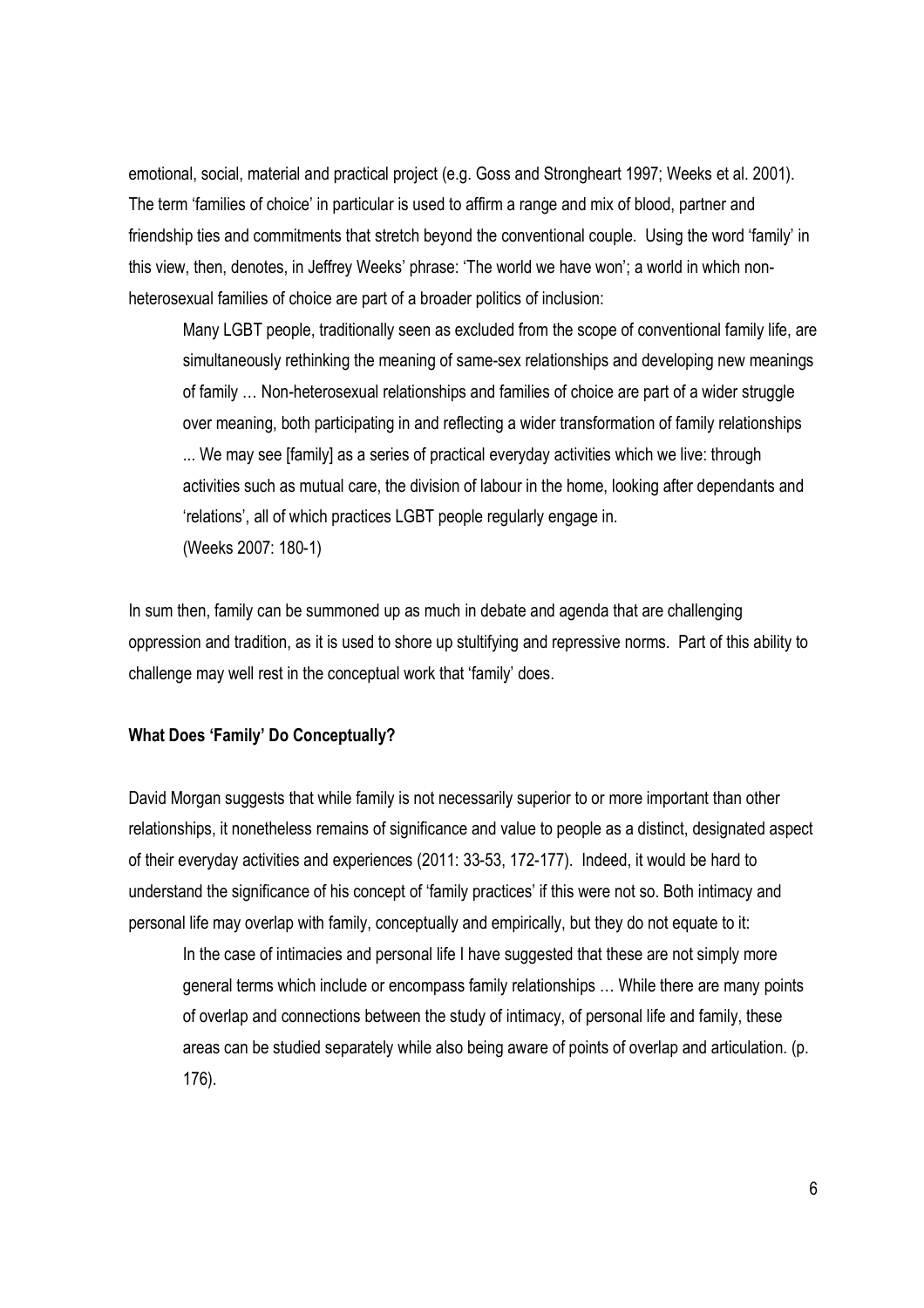emotional, social, material and practical project (e.g. Goss and Strongheart 1997; Weeks et al. 2001). The term 'families of choice' in particular is used to affirm a range and mix of blood, partner and friendship ties and commitments that stretch beyond the conventional couple. Using the word 'family' in this view, then, denotes, in Jeffrey Weeks' phrase: 'The world we have won'; a world in which non-heterosexual families of choice are part of a broader politics of inclusion:

> Many LGBT people, traditionally seen as excluded from the scope of conventional family life, are simultaneously rethinking the meaning of same-sex relationships and developing new meanings of family … Non-heterosexual relationships and families of choice are part of a wider struggle over meaning, both participating in and reflecting a wider transformation of family relationships ... We may see [family] as a series of practical everyday activities which we live: through activities such as mutual care, the division of labour in the home, looking after dependants and 'relations', all of which practices LGBT people regularly engage in.
> (Weeks 2007: 180-1)

In sum then, family can be summoned up as much in debate and agenda that are challenging oppression and tradition, as it is used to shore up stultifying and repressive norms. Part of this ability to challenge may well rest in the conceptual work that 'family' does.

**What Does 'Family' Do Conceptually?**

David Morgan suggests that while family is not necessarily superior to or more important than other relationships, it nonetheless remains of significance and value to people as a distinct, designated aspect of their everyday activities and experiences (2011: 33-53, 172-177). Indeed, it would be hard to understand the significance of his concept of 'family practices' if this were not so. Both intimacy and personal life may overlap with family, conceptually and empirically, but they do not equate to it:

> In the case of intimacies and personal life I have suggested that these are not simply more general terms which include or encompass family relationships … While there are many points of overlap and connections between the study of intimacy, of personal life and family, these areas can be studied separately while also being aware of points of overlap and articulation. (p. 176).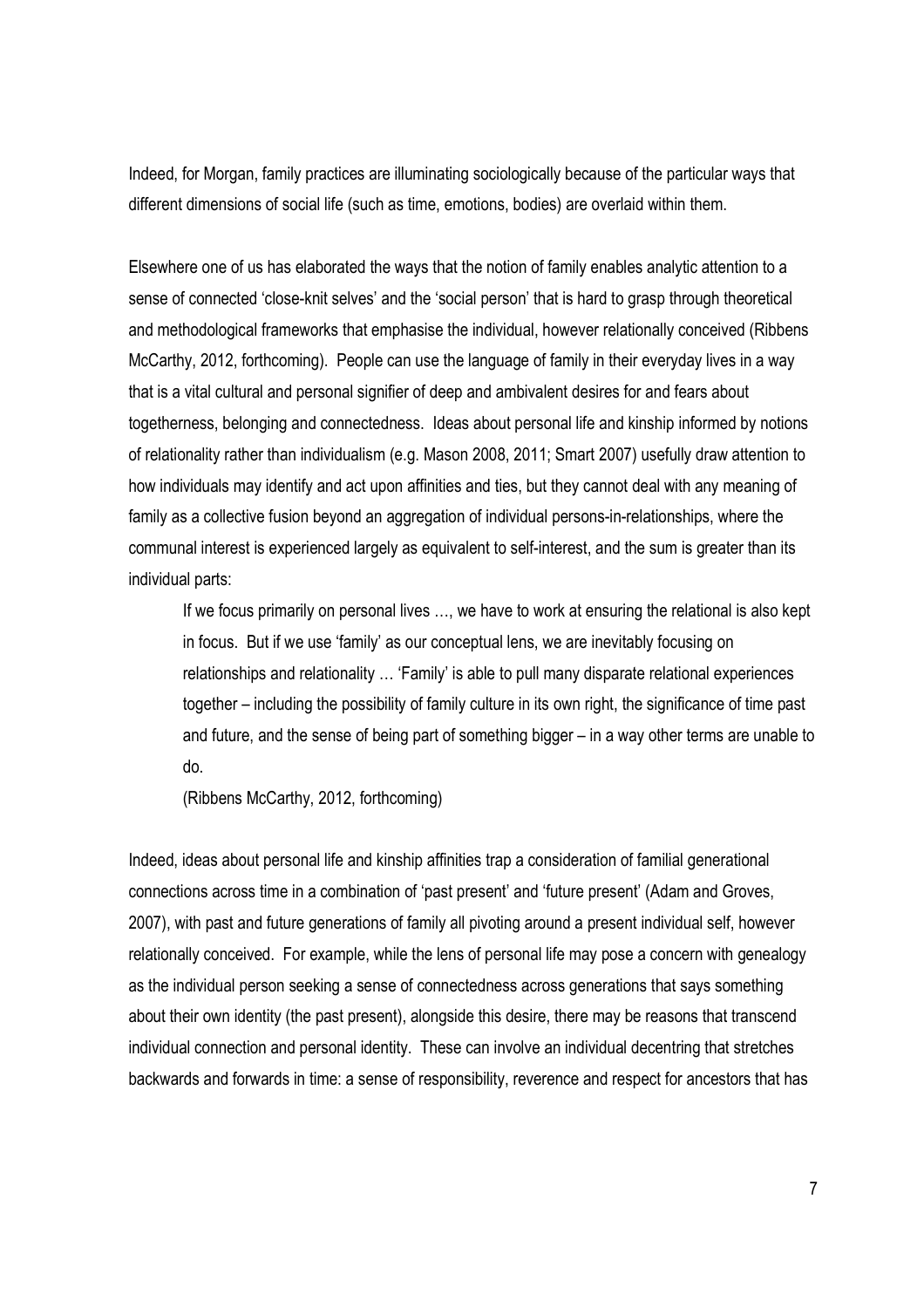Indeed, for Morgan, family practices are illuminating sociologically because of the particular ways that different dimensions of social life (such as time, emotions, bodies) are overlaid within them.

Elsewhere one of us has elaborated the ways that the notion of family enables analytic attention to a sense of connected 'close-knit selves' and the 'social person' that is hard to grasp through theoretical and methodological frameworks that emphasise the individual, however relationally conceived (Ribbens McCarthy, 2012, forthcoming). People can use the language of family in their everyday lives in a way that is a vital cultural and personal signifier of deep and ambivalent desires for and fears about togetherness, belonging and connectedness. Ideas about personal life and kinship informed by notions of relationality rather than individualism (e.g. Mason 2008, 2011; Smart 2007) usefully draw attention to how individuals may identify and act upon affinities and ties, but they cannot deal with any meaning of family as a collective fusion beyond an aggregation of individual persons-in-relationships, where the communal interest is experienced largely as equivalent to self-interest, and the sum is greater than its individual parts:

> If we focus primarily on personal lives …, we have to work at ensuring the relational is also kept in focus. But if we use 'family' as our conceptual lens, we are inevitably focusing on relationships and relationality … 'Family' is able to pull many disparate relational experiences together – including the possibility of family culture in its own right, the significance of time past and future, and the sense of being part of something bigger – in a way other terms are unable to do.
>
> (Ribbens McCarthy, 2012, forthcoming)

Indeed, ideas about personal life and kinship affinities trap a consideration of familial generational connections across time in a combination of 'past present' and 'future present' (Adam and Groves, 2007), with past and future generations of family all pivoting around a present individual self, however relationally conceived. For example, while the lens of personal life may pose a concern with genealogy as the individual person seeking a sense of connectedness across generations that says something about their own identity (the past present), alongside this desire, there may be reasons that transcend individual connection and personal identity. These can involve an individual decentring that stretches backwards and forwards in time: a sense of responsibility, reverence and respect for ancestors that has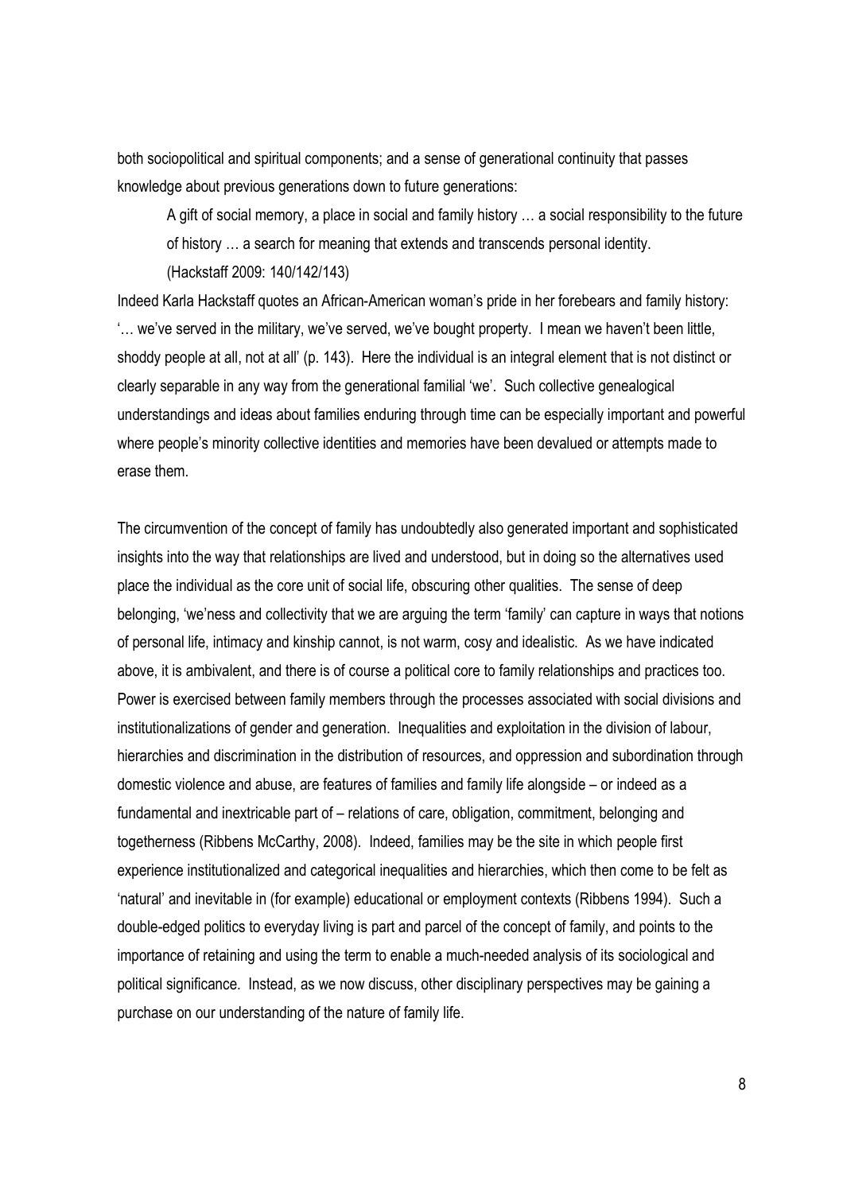both sociopolitical and spiritual components; and a sense of generational continuity that passes knowledge about previous generations down to future generations:

> A gift of social memory, a place in social and family history … a social responsibility to the future of history … a search for meaning that extends and transcends personal identity.
> (Hackstaff 2009: 140/142/143)

Indeed Karla Hackstaff quotes an African-American woman's pride in her forebears and family history: '… we've served in the military, we've served, we've bought property. I mean we haven't been little, shoddy people at all, not at all' (p. 143). Here the individual is an integral element that is not distinct or clearly separable in any way from the generational familial 'we'. Such collective genealogical understandings and ideas about families enduring through time can be especially important and powerful where people's minority collective identities and memories have been devalued or attempts made to erase them.

The circumvention of the concept of family has undoubtedly also generated important and sophisticated insights into the way that relationships are lived and understood, but in doing so the alternatives used place the individual as the core unit of social life, obscuring other qualities. The sense of deep belonging, 'we'ness and collectivity that we are arguing the term 'family' can capture in ways that notions of personal life, intimacy and kinship cannot, is not warm, cosy and idealistic. As we have indicated above, it is ambivalent, and there is of course a political core to family relationships and practices too. Power is exercised between family members through the processes associated with social divisions and institutionalizations of gender and generation. Inequalities and exploitation in the division of labour, hierarchies and discrimination in the distribution of resources, and oppression and subordination through domestic violence and abuse, are features of families and family life alongside – or indeed as a fundamental and inextricable part of – relations of care, obligation, commitment, belonging and togetherness (Ribbens McCarthy, 2008). Indeed, families may be the site in which people first experience institutionalized and categorical inequalities and hierarchies, which then come to be felt as 'natural' and inevitable in (for example) educational or employment contexts (Ribbens 1994). Such a double-edged politics to everyday living is part and parcel of the concept of family, and points to the importance of retaining and using the term to enable a much-needed analysis of its sociological and political significance. Instead, as we now discuss, other disciplinary perspectives may be gaining a purchase on our understanding of the nature of family life.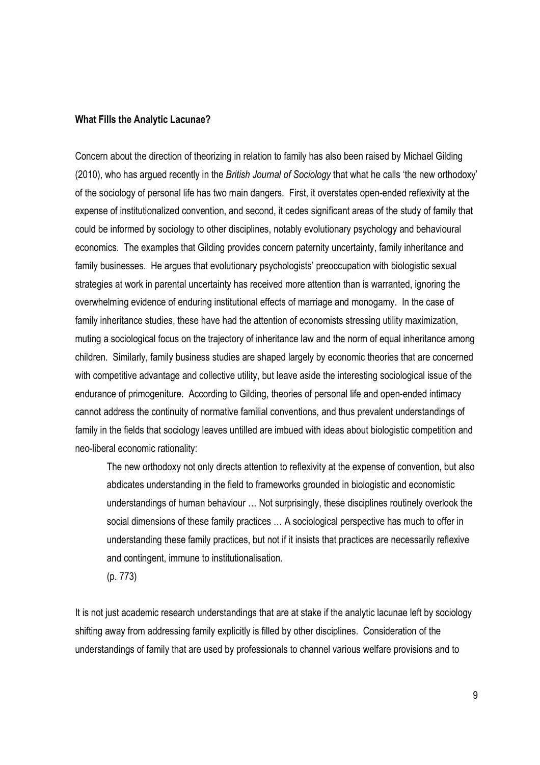**What Fills the Analytic Lacunae?**

Concern about the direction of theorizing in relation to family has also been raised by Michael Gilding (2010), who has argued recently in the *British Journal of Sociology* that what he calls 'the new orthodoxy' of the sociology of personal life has two main dangers. First, it overstates open-ended reflexivity at the expense of institutionalized convention, and second, it cedes significant areas of the study of family that could be informed by sociology to other disciplines, notably evolutionary psychology and behavioural economics. The examples that Gilding provides concern paternity uncertainty, family inheritance and family businesses. He argues that evolutionary psychologists' preoccupation with biologistic sexual strategies at work in parental uncertainty has received more attention than is warranted, ignoring the overwhelming evidence of enduring institutional effects of marriage and monogamy. In the case of family inheritance studies, these have had the attention of economists stressing utility maximization, muting a sociological focus on the trajectory of inheritance law and the norm of equal inheritance among children. Similarly, family business studies are shaped largely by economic theories that are concerned with competitive advantage and collective utility, but leave aside the interesting sociological issue of the endurance of primogeniture. According to Gilding, theories of personal life and open-ended intimacy cannot address the continuity of normative familial conventions, and thus prevalent understandings of family in the fields that sociology leaves untilled are imbued with ideas about biologistic competition and neo-liberal economic rationality:

> The new orthodoxy not only directs attention to reflexivity at the expense of convention, but also abdicates understanding in the field to frameworks grounded in biologistic and economistic understandings of human behaviour … Not surprisingly, these disciplines routinely overlook the social dimensions of these family practices … A sociological perspective has much to offer in understanding these family practices, but not if it insists that practices are necessarily reflexive and contingent, immune to institutionalisation.
>
> (p. 773)

It is not just academic research understandings that are at stake if the analytic lacunae left by sociology shifting away from addressing family explicitly is filled by other disciplines. Consideration of the understandings of family that are used by professionals to channel various welfare provisions and to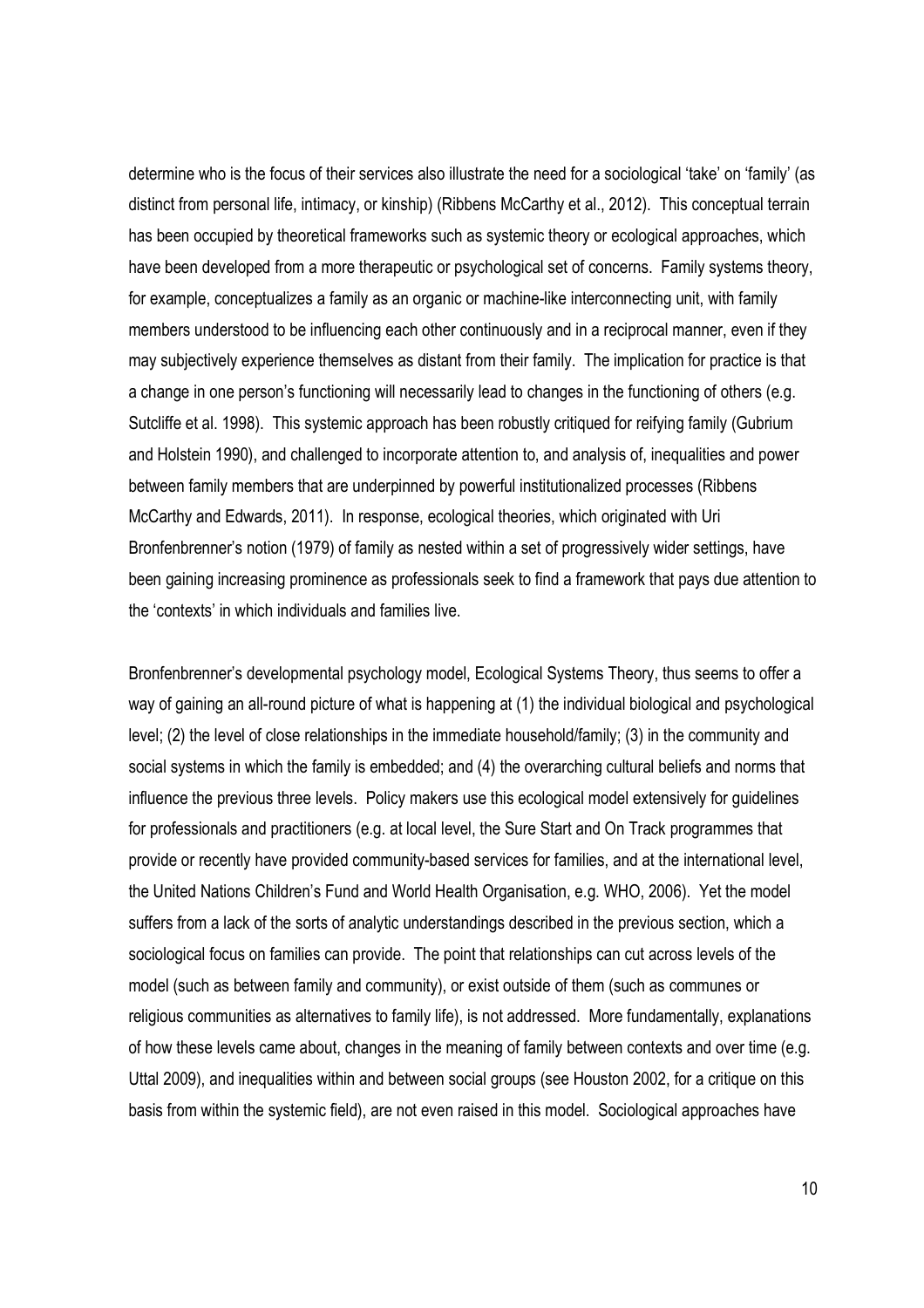determine who is the focus of their services also illustrate the need for a sociological 'take' on 'family' (as distinct from personal life, intimacy, or kinship) (Ribbens McCarthy et al., 2012). This conceptual terrain has been occupied by theoretical frameworks such as systemic theory or ecological approaches, which have been developed from a more therapeutic or psychological set of concerns. Family systems theory, for example, conceptualizes a family as an organic or machine-like interconnecting unit, with family members understood to be influencing each other continuously and in a reciprocal manner, even if they may subjectively experience themselves as distant from their family. The implication for practice is that a change in one person's functioning will necessarily lead to changes in the functioning of others (e.g. Sutcliffe et al. 1998). This systemic approach has been robustly critiqued for reifying family (Gubrium and Holstein 1990), and challenged to incorporate attention to, and analysis of, inequalities and power between family members that are underpinned by powerful institutionalized processes (Ribbens McCarthy and Edwards, 2011). In response, ecological theories, which originated with Uri Bronfenbrenner's notion (1979) of family as nested within a set of progressively wider settings, have been gaining increasing prominence as professionals seek to find a framework that pays due attention to the 'contexts' in which individuals and families live.

Bronfenbrenner's developmental psychology model, Ecological Systems Theory, thus seems to offer a way of gaining an all-round picture of what is happening at (1) the individual biological and psychological level; (2) the level of close relationships in the immediate household/family; (3) in the community and social systems in which the family is embedded; and (4) the overarching cultural beliefs and norms that influence the previous three levels. Policy makers use this ecological model extensively for guidelines for professionals and practitioners (e.g. at local level, the Sure Start and On Track programmes that provide or recently have provided community-based services for families, and at the international level, the United Nations Children's Fund and World Health Organisation, e.g. WHO, 2006). Yet the model suffers from a lack of the sorts of analytic understandings described in the previous section, which a sociological focus on families can provide. The point that relationships can cut across levels of the model (such as between family and community), or exist outside of them (such as communes or religious communities as alternatives to family life), is not addressed. More fundamentally, explanations of how these levels came about, changes in the meaning of family between contexts and over time (e.g. Uttal 2009), and inequalities within and between social groups (see Houston 2002, for a critique on this basis from within the systemic field), are not even raised in this model. Sociological approaches have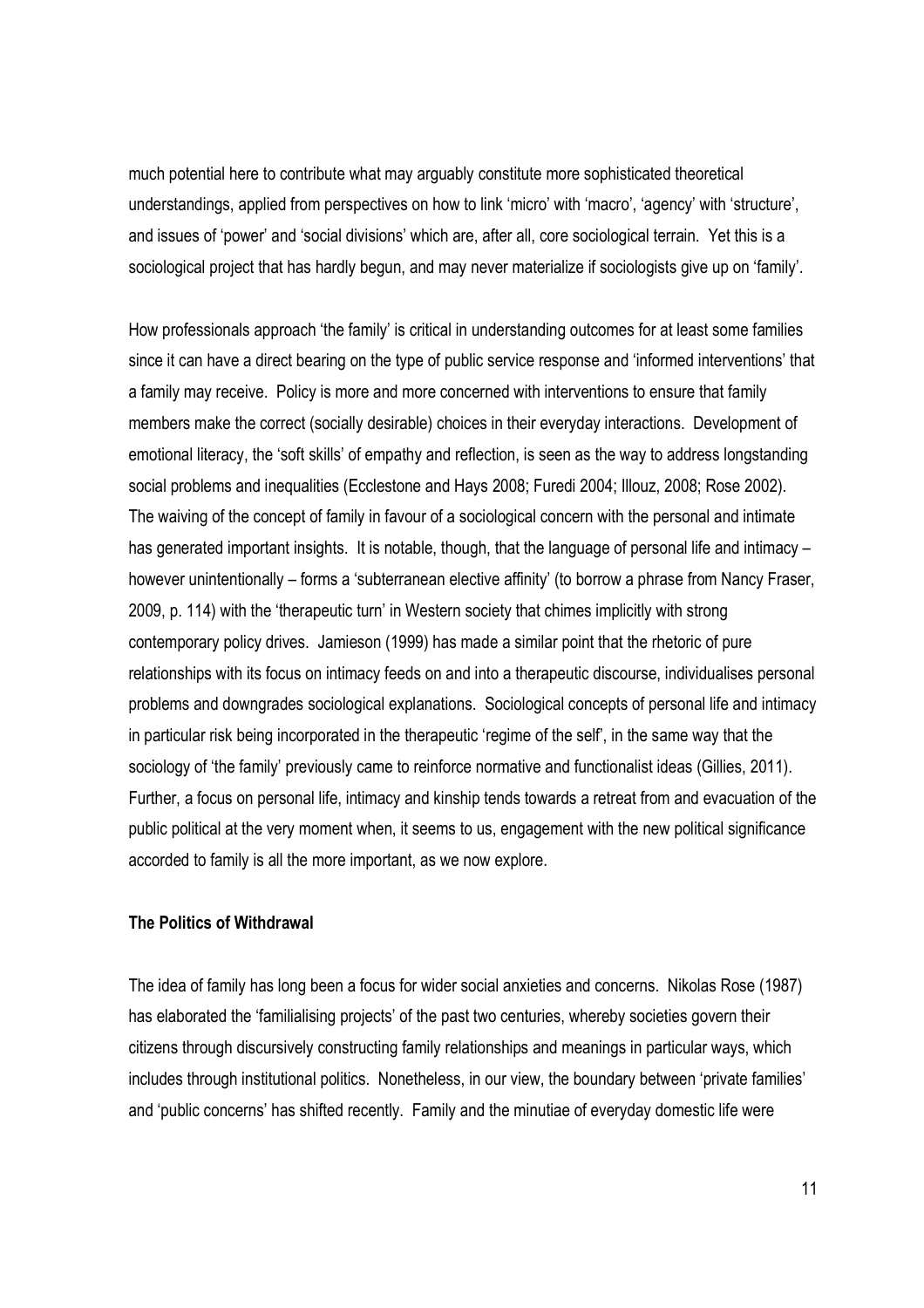much potential here to contribute what may arguably constitute more sophisticated theoretical understandings, applied from perspectives on how to link 'micro' with 'macro', 'agency' with 'structure', and issues of 'power' and 'social divisions' which are, after all, core sociological terrain. Yet this is a sociological project that has hardly begun, and may never materialize if sociologists give up on 'family'.

How professionals approach 'the family' is critical in understanding outcomes for at least some families since it can have a direct bearing on the type of public service response and 'informed interventions' that a family may receive. Policy is more and more concerned with interventions to ensure that family members make the correct (socially desirable) choices in their everyday interactions. Development of emotional literacy, the 'soft skills' of empathy and reflection, is seen as the way to address longstanding social problems and inequalities (Ecclestone and Hays 2008; Furedi 2004; Illouz, 2008; Rose 2002). The waiving of the concept of family in favour of a sociological concern with the personal and intimate has generated important insights. It is notable, though, that the language of personal life and intimacy – however unintentionally – forms a 'subterranean elective affinity' (to borrow a phrase from Nancy Fraser, 2009, p. 114) with the 'therapeutic turn' in Western society that chimes implicitly with strong contemporary policy drives. Jamieson (1999) has made a similar point that the rhetoric of pure relationships with its focus on intimacy feeds on and into a therapeutic discourse, individualises personal problems and downgrades sociological explanations. Sociological concepts of personal life and intimacy in particular risk being incorporated in the therapeutic 'regime of the self', in the same way that the sociology of 'the family' previously came to reinforce normative and functionalist ideas (Gillies, 2011). Further, a focus on personal life, intimacy and kinship tends towards a retreat from and evacuation of the public political at the very moment when, it seems to us, engagement with the new political significance accorded to family is all the more important, as we now explore.

**The Politics of Withdrawal**

The idea of family has long been a focus for wider social anxieties and concerns. Nikolas Rose (1987) has elaborated the 'familialising projects' of the past two centuries, whereby societies govern their citizens through discursively constructing family relationships and meanings in particular ways, which includes through institutional politics. Nonetheless, in our view, the boundary between 'private families' and 'public concerns' has shifted recently. Family and the minutiae of everyday domestic life were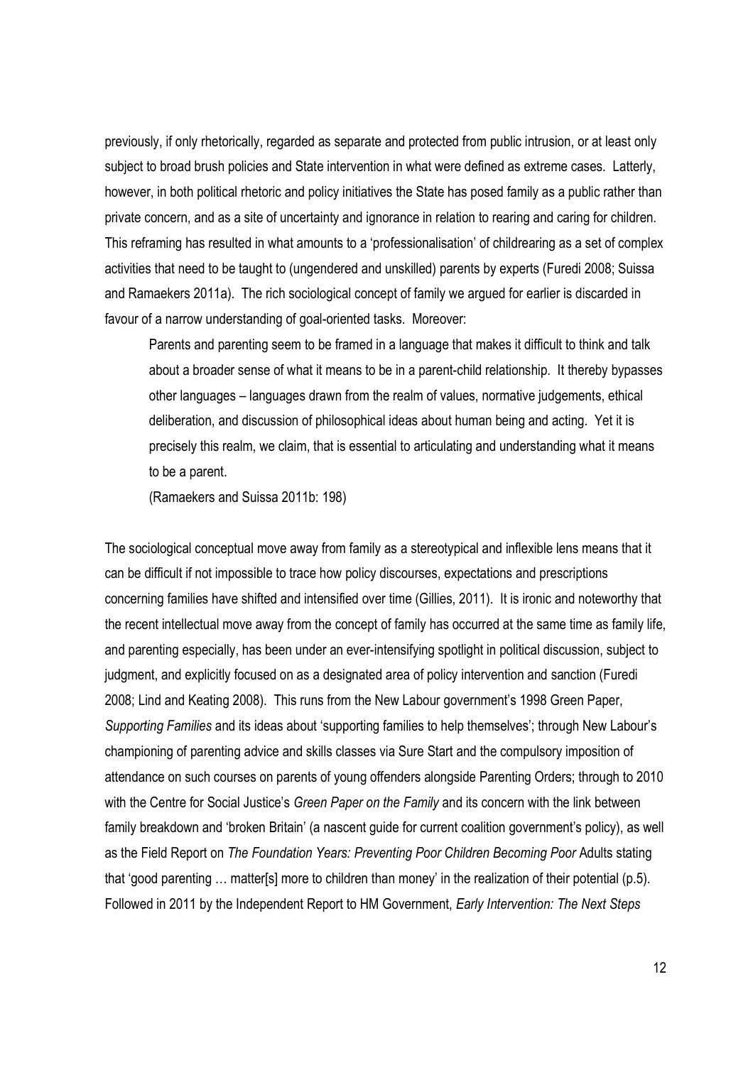previously, if only rhetorically, regarded as separate and protected from public intrusion, or at least only subject to broad brush policies and State intervention in what were defined as extreme cases. Latterly, however, in both political rhetoric and policy initiatives the State has posed family as a public rather than private concern, and as a site of uncertainty and ignorance in relation to rearing and caring for children. This reframing has resulted in what amounts to a 'professionalisation' of childrearing as a set of complex activities that need to be taught to (ungendered and unskilled) parents by experts (Furedi 2008; Suissa and Ramaekers 2011a). The rich sociological concept of family we argued for earlier is discarded in favour of a narrow understanding of goal-oriented tasks. Moreover:

> Parents and parenting seem to be framed in a language that makes it difficult to think and talk about a broader sense of what it means to be in a parent-child relationship. It thereby bypasses other languages – languages drawn from the realm of values, normative judgements, ethical deliberation, and discussion of philosophical ideas about human being and acting. Yet it is precisely this realm, we claim, that is essential to articulating and understanding what it means to be a parent.
>
> (Ramaekers and Suissa 2011b: 198)

The sociological conceptual move away from family as a stereotypical and inflexible lens means that it can be difficult if not impossible to trace how policy discourses, expectations and prescriptions concerning families have shifted and intensified over time (Gillies, 2011). It is ironic and noteworthy that the recent intellectual move away from the concept of family has occurred at the same time as family life, and parenting especially, has been under an ever-intensifying spotlight in political discussion, subject to judgment, and explicitly focused on as a designated area of policy intervention and sanction (Furedi 2008; Lind and Keating 2008). This runs from the New Labour government's 1998 Green Paper, *Supporting Families* and its ideas about 'supporting families to help themselves'; through New Labour's championing of parenting advice and skills classes via Sure Start and the compulsory imposition of attendance on such courses on parents of young offenders alongside Parenting Orders; through to 2010 with the Centre for Social Justice's *Green Paper on the Family* and its concern with the link between family breakdown and 'broken Britain' (a nascent guide for current coalition government's policy), as well as the Field Report on *The Foundation Years: Preventing Poor Children Becoming Poor* Adults stating that 'good parenting … matter[s] more to children than money' in the realization of their potential (p.5). Followed in 2011 by the Independent Report to HM Government, *Early Intervention: The Next Steps*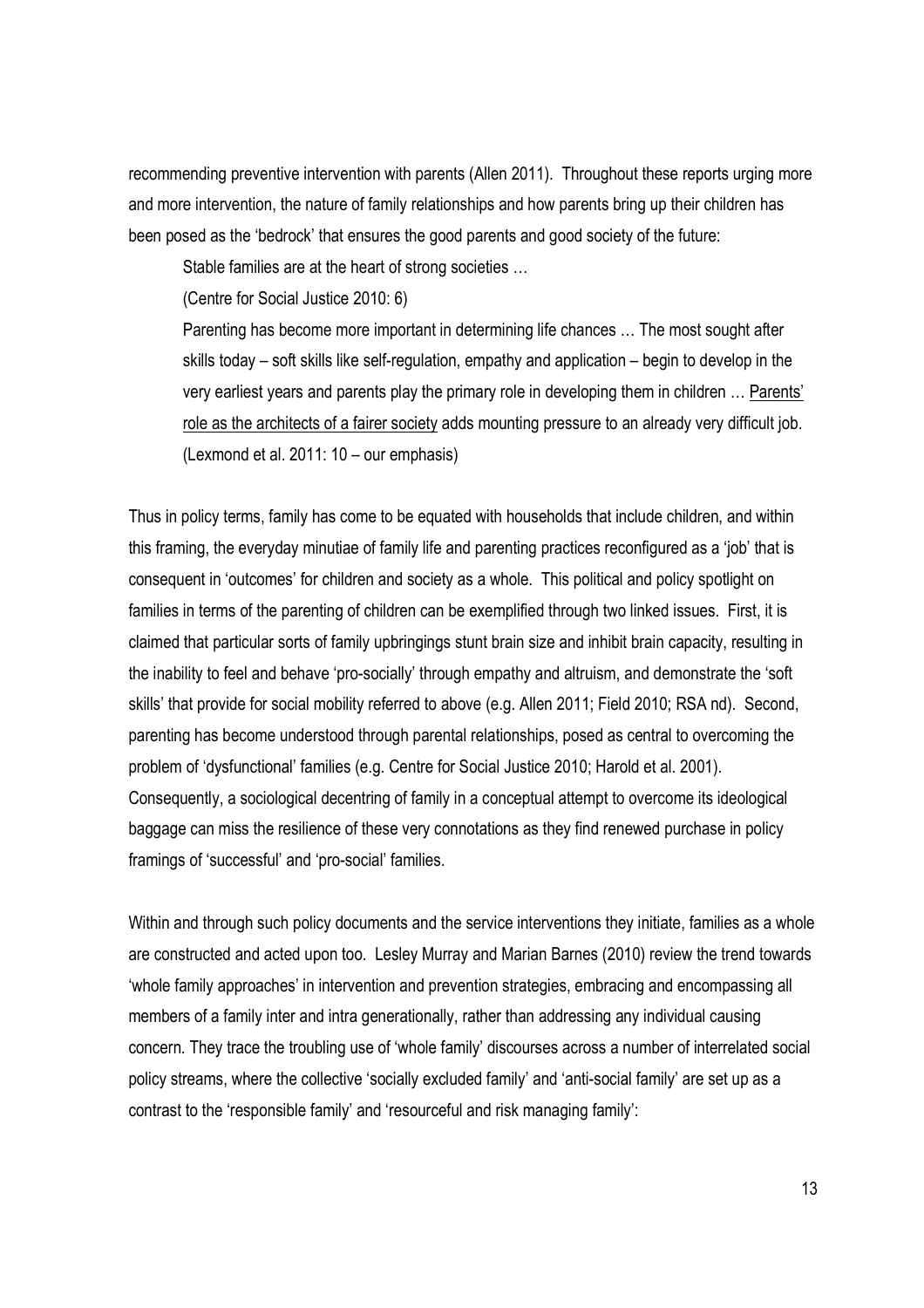recommending preventive intervention with parents (Allen 2011). Throughout these reports urging more and more intervention, the nature of family relationships and how parents bring up their children has been posed as the 'bedrock' that ensures the good parents and good society of the future:

> Stable families are at the heart of strong societies …
>
> (Centre for Social Justice 2010: 6)
>
> Parenting has become more important in determining life chances … The most sought after skills today – soft skills like self-regulation, empathy and application – begin to develop in the very earliest years and parents play the primary role in developing them in children … <u>Parents' role as the architects of a fairer society</u> adds mounting pressure to an already very difficult job. (Lexmond et al. 2011: 10 – our emphasis)

Thus in policy terms, family has come to be equated with households that include children, and within this framing, the everyday minutiae of family life and parenting practices reconfigured as a 'job' that is consequent in 'outcomes' for children and society as a whole. This political and policy spotlight on families in terms of the parenting of children can be exemplified through two linked issues. First, it is claimed that particular sorts of family upbringings stunt brain size and inhibit brain capacity, resulting in the inability to feel and behave 'pro-socially' through empathy and altruism, and demonstrate the 'soft skills' that provide for social mobility referred to above (e.g. Allen 2011; Field 2010; RSA nd). Second, parenting has become understood through parental relationships, posed as central to overcoming the problem of 'dysfunctional' families (e.g. Centre for Social Justice 2010; Harold et al. 2001). Consequently, a sociological decentring of family in a conceptual attempt to overcome its ideological baggage can miss the resilience of these very connotations as they find renewed purchase in policy framings of 'successful' and 'pro-social' families.

Within and through such policy documents and the service interventions they initiate, families as a whole are constructed and acted upon too. Lesley Murray and Marian Barnes (2010) review the trend towards 'whole family approaches' in intervention and prevention strategies, embracing and encompassing all members of a family inter and intra generationally, rather than addressing any individual causing concern. They trace the troubling use of 'whole family' discourses across a number of interrelated social policy streams, where the collective 'socially excluded family' and 'anti-social family' are set up as a contrast to the 'responsible family' and 'resourceful and risk managing family':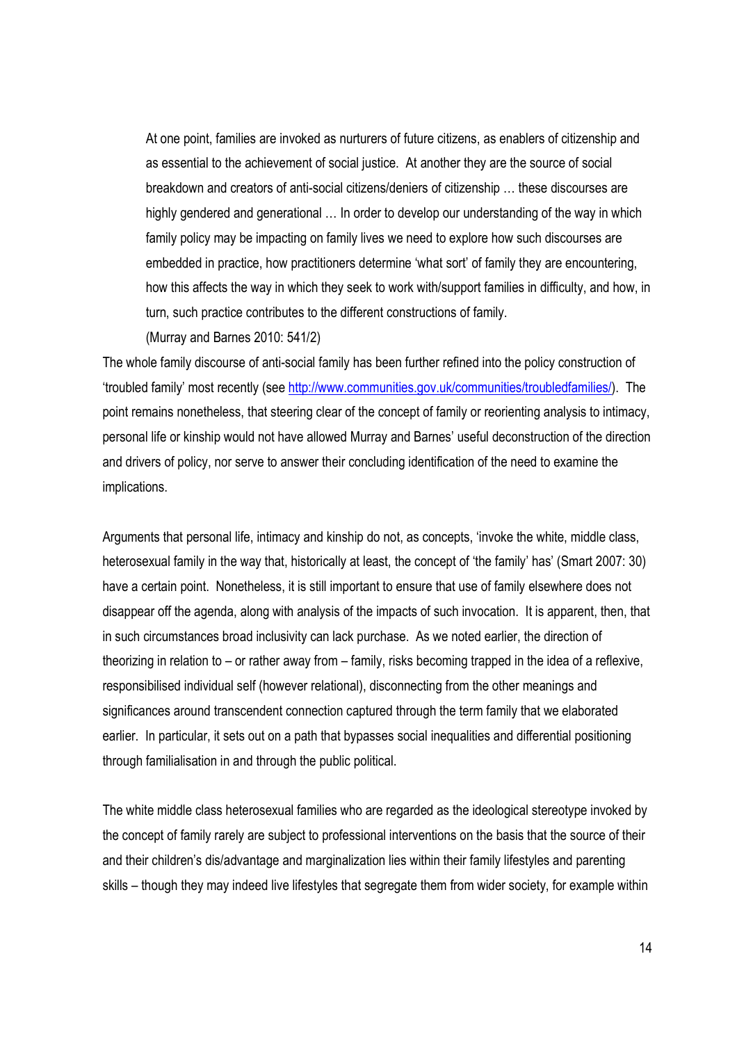> At one point, families are invoked as nurturers of future citizens, as enablers of citizenship and as essential to the achievement of social justice. At another they are the source of social breakdown and creators of anti-social citizens/deniers of citizenship … these discourses are highly gendered and generational … In order to develop our understanding of the way in which family policy may be impacting on family lives we need to explore how such discourses are embedded in practice, how practitioners determine 'what sort' of family they are encountering, how this affects the way in which they seek to work with/support families in difficulty, and how, in turn, such practice contributes to the different constructions of family.
>
> (Murray and Barnes 2010: 541/2)

The whole family discourse of anti-social family has been further refined into the policy construction of 'troubled family' most recently (see http://www.communities.gov.uk/communities/troubledfamilies/). The point remains nonetheless, that steering clear of the concept of family or reorienting analysis to intimacy, personal life or kinship would not have allowed Murray and Barnes' useful deconstruction of the direction and drivers of policy, nor serve to answer their concluding identification of the need to examine the implications.

Arguments that personal life, intimacy and kinship do not, as concepts, 'invoke the white, middle class, heterosexual family in the way that, historically at least, the concept of 'the family' has' (Smart 2007: 30) have a certain point. Nonetheless, it is still important to ensure that use of family elsewhere does not disappear off the agenda, along with analysis of the impacts of such invocation. It is apparent, then, that in such circumstances broad inclusivity can lack purchase. As we noted earlier, the direction of theorizing in relation to – or rather away from – family, risks becoming trapped in the idea of a reflexive, responsibilised individual self (however relational), disconnecting from the other meanings and significances around transcendent connection captured through the term family that we elaborated earlier. In particular, it sets out on a path that bypasses social inequalities and differential positioning through familialisation in and through the public political.

The white middle class heterosexual families who are regarded as the ideological stereotype invoked by the concept of family rarely are subject to professional interventions on the basis that the source of their and their children's dis/advantage and marginalization lies within their family lifestyles and parenting skills – though they may indeed live lifestyles that segregate them from wider society, for example within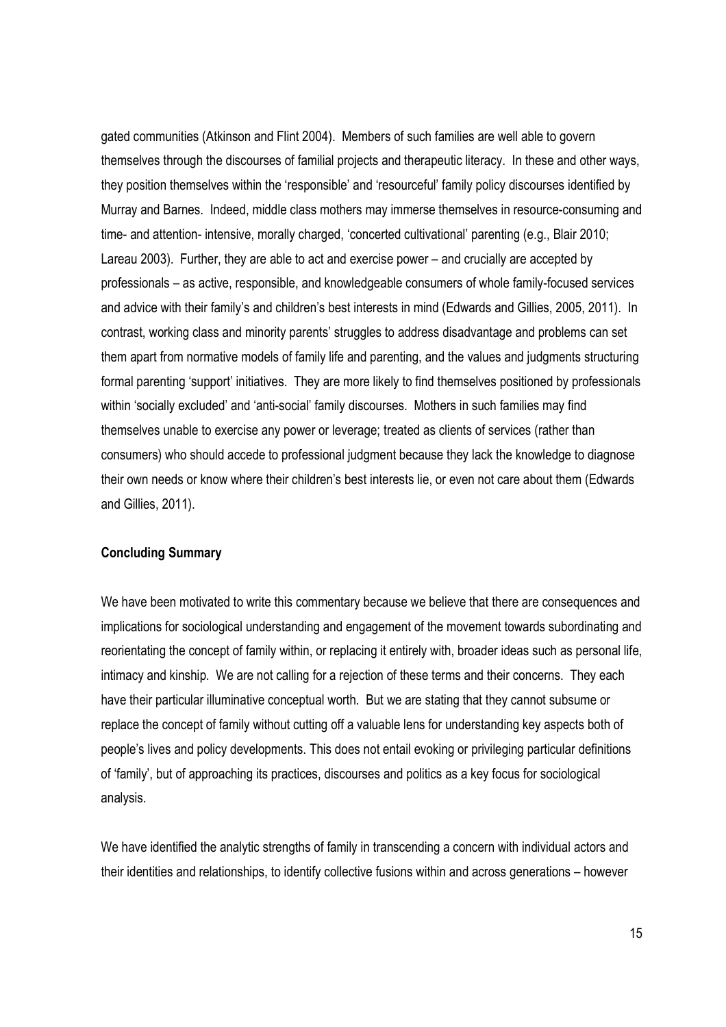gated communities (Atkinson and Flint 2004). Members of such families are well able to govern themselves through the discourses of familial projects and therapeutic literacy. In these and other ways, they position themselves within the 'responsible' and 'resourceful' family policy discourses identified by Murray and Barnes. Indeed, middle class mothers may immerse themselves in resource-consuming and time- and attention- intensive, morally charged, 'concerted cultivational' parenting (e.g., Blair 2010; Lareau 2003). Further, they are able to act and exercise power – and crucially are accepted by professionals – as active, responsible, and knowledgeable consumers of whole family-focused services and advice with their family's and children's best interests in mind (Edwards and Gillies, 2005, 2011). In contrast, working class and minority parents' struggles to address disadvantage and problems can set them apart from normative models of family life and parenting, and the values and judgments structuring formal parenting 'support' initiatives. They are more likely to find themselves positioned by professionals within 'socially excluded' and 'anti-social' family discourses. Mothers in such families may find themselves unable to exercise any power or leverage; treated as clients of services (rather than consumers) who should accede to professional judgment because they lack the knowledge to diagnose their own needs or know where their children's best interests lie, or even not care about them (Edwards and Gillies, 2011).

**Concluding Summary**

We have been motivated to write this commentary because we believe that there are consequences and implications for sociological understanding and engagement of the movement towards subordinating and reorientating the concept of family within, or replacing it entirely with, broader ideas such as personal life, intimacy and kinship. We are not calling for a rejection of these terms and their concerns. They each have their particular illuminative conceptual worth. But we are stating that they cannot subsume or replace the concept of family without cutting off a valuable lens for understanding key aspects both of people's lives and policy developments. This does not entail evoking or privileging particular definitions of 'family', but of approaching its practices, discourses and politics as a key focus for sociological analysis.

We have identified the analytic strengths of family in transcending a concern with individual actors and their identities and relationships, to identify collective fusions within and across generations – however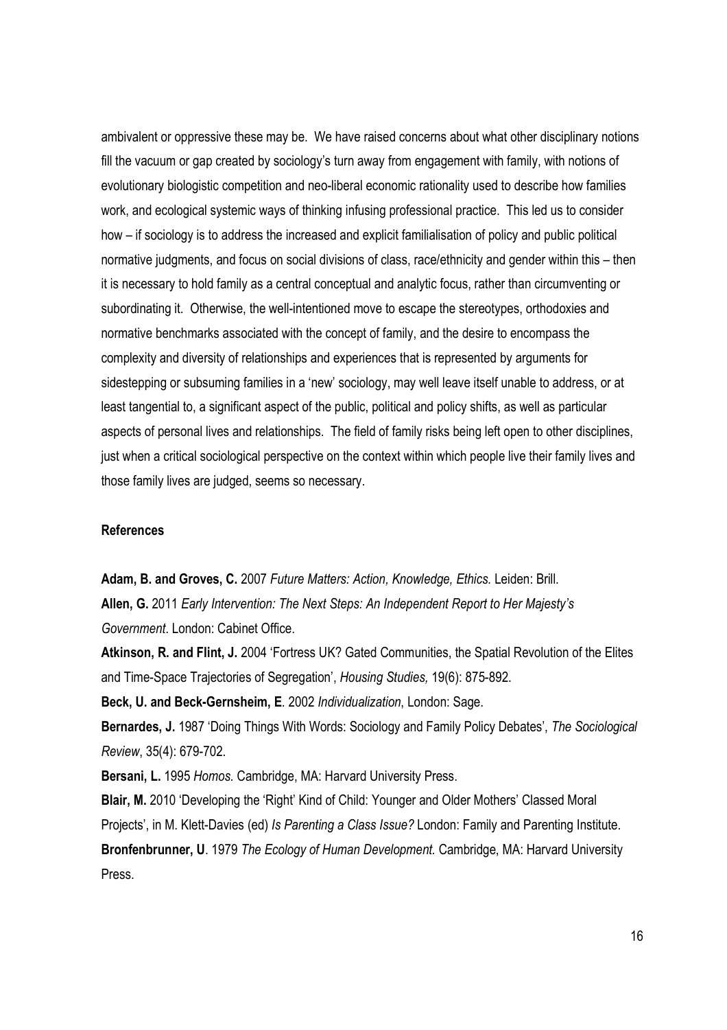ambivalent or oppressive these may be. We have raised concerns about what other disciplinary notions fill the vacuum or gap created by sociology's turn away from engagement with family, with notions of evolutionary biologistic competition and neo-liberal economic rationality used to describe how families work, and ecological systemic ways of thinking infusing professional practice. This led us to consider how – if sociology is to address the increased and explicit familialisation of policy and public political normative judgments, and focus on social divisions of class, race/ethnicity and gender within this – then it is necessary to hold family as a central conceptual and analytic focus, rather than circumventing or subordinating it. Otherwise, the well-intentioned move to escape the stereotypes, orthodoxies and normative benchmarks associated with the concept of family, and the desire to encompass the complexity and diversity of relationships and experiences that is represented by arguments for sidestepping or subsuming families in a 'new' sociology, may well leave itself unable to address, or at least tangential to, a significant aspect of the public, political and policy shifts, as well as particular aspects of personal lives and relationships. The field of family risks being left open to other disciplines, just when a critical sociological perspective on the context within which people live their family lives and those family lives are judged, seems so necessary.

**References**

**Adam, B. and Groves, C.** 2007 *Future Matters: Action, Knowledge, Ethics.* Leiden: Brill.

**Allen, G.** 2011 *Early Intervention: The Next Steps: An Independent Report to Her Majesty's Government*. London: Cabinet Office.

**Atkinson, R. and Flint, J.** 2004 'Fortress UK? Gated Communities, the Spatial Revolution of the Elites and Time-Space Trajectories of Segregation', *Housing Studies,* 19(6): 875-892.

**Beck, U. and Beck-Gernsheim, E**. 2002 *Individualization*, London: Sage.

**Bernardes, J.** 1987 'Doing Things With Words: Sociology and Family Policy Debates', *The Sociological Review*, 35(4): 679-702.

**Bersani, L.** 1995 *Homos.* Cambridge, MA: Harvard University Press.

**Blair, M.** 2010 'Developing the 'Right' Kind of Child: Younger and Older Mothers' Classed Moral Projects', in M. Klett-Davies (ed) *Is Parenting a Class Issue?* London: Family and Parenting Institute.

**Bronfenbrunner, U**. 1979 *The Ecology of Human Development.* Cambridge, MA: Harvard University Press.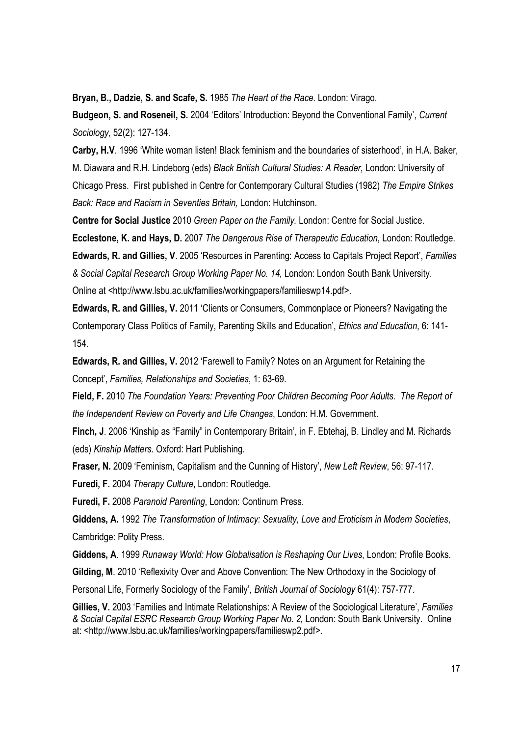**Bryan, B., Dadzie, S. and Scafe, S.** 1985 *The Heart of the Race.* London: Virago.

**Budgeon, S. and Roseneil, S.** 2004 'Editors' Introduction: Beyond the Conventional Family', *Current Sociology*, 52(2): 127-134.

**Carby, H.V**. 1996 'White woman listen! Black feminism and the boundaries of sisterhood', in H.A. Baker, M. Diawara and R.H. Lindeborg (eds) *Black British Cultural Studies: A Reader,* London: University of Chicago Press. First published in Centre for Contemporary Cultural Studies (1982) *The Empire Strikes Back: Race and Racism in Seventies Britain,* London: Hutchinson.

**Centre for Social Justice** 2010 *Green Paper on the Family.* London: Centre for Social Justice.

**Ecclestone, K. and Hays, D.** 2007 *The Dangerous Rise of Therapeutic Education*, London: Routledge.

**Edwards, R. and Gillies, V**. 2005 'Resources in Parenting: Access to Capitals Project Report', *Families & Social Capital Research Group Working Paper No. 14,* London: London South Bank University. Online at <http://www.lsbu.ac.uk/families/workingpapers/familieswp14.pdf>.

**Edwards, R. and Gillies, V.** 2011 'Clients or Consumers, Commonplace or Pioneers? Navigating the Contemporary Class Politics of Family, Parenting Skills and Education', *Ethics and Education*, 6: 141-154.

**Edwards, R. and Gillies, V.** 2012 'Farewell to Family? Notes on an Argument for Retaining the Concept', *Families, Relationships and Societies*, 1: 63-69.

**Field, F.** 2010 *The Foundation Years: Preventing Poor Children Becoming Poor Adults. The Report of the Independent Review on Poverty and Life Changes*, London: H.M. Government.

**Finch, J**. 2006 'Kinship as "Family" in Contemporary Britain', in F. Ebtehaj, B. Lindley and M. Richards (eds) *Kinship Matters.* Oxford: Hart Publishing.

**Fraser, N.** 2009 'Feminism, Capitalism and the Cunning of History', *New Left Review*, 56: 97-117.

**Furedi, F.** 2004 *Therapy Culture*, London: Routledge.

**Furedi, F.** 2008 *Paranoid Parenting*, London: Continum Press.

**Giddens, A.** 1992 *The Transformation of Intimacy: Sexuality, Love and Eroticism in Modern Societies*, Cambridge: Polity Press.

**Giddens, A**. 1999 *Runaway World: How Globalisation is Reshaping Our Lives*, London: Profile Books.

**Gilding, M**. 2010 'Reflexivity Over and Above Convention: The New Orthodoxy in the Sociology of Personal Life, Formerly Sociology of the Family', *British Journal of Sociology* 61(4): 757-777.

**Gillies, V.** 2003 'Families and Intimate Relationships: A Review of the Sociological Literature', *Families & Social Capital ESRC Research Group Working Paper No. 2,* London: South Bank University. Online at: <http://www.lsbu.ac.uk/families/workingpapers/familieswp2.pdf>.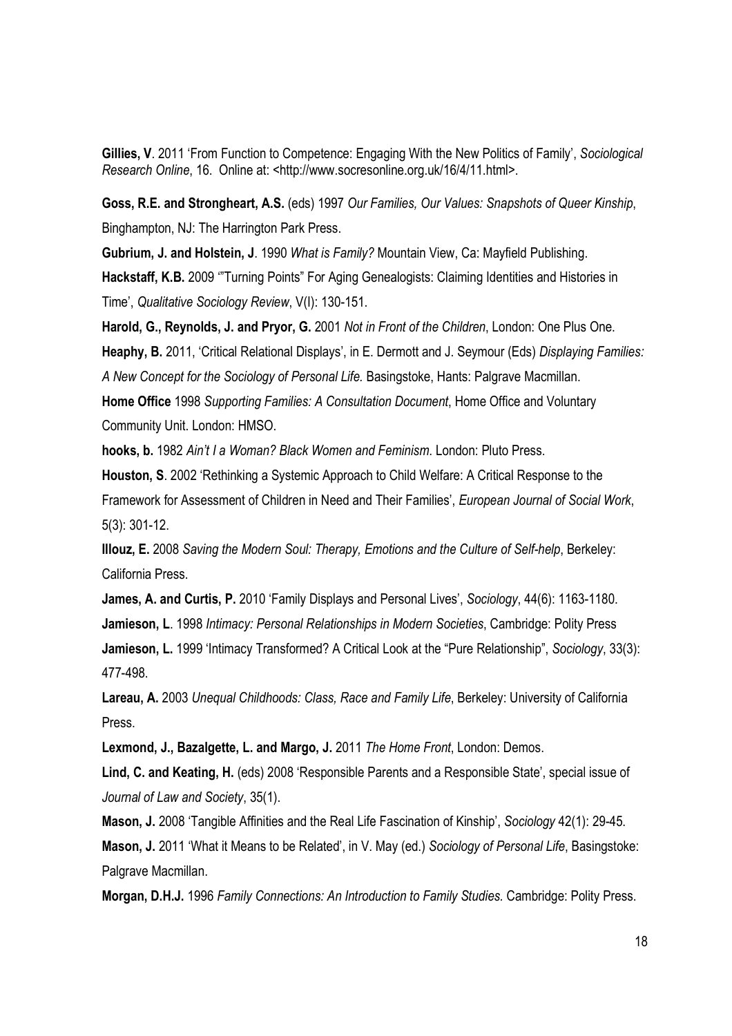**Gillies, V**. 2011 'From Function to Competence: Engaging With the New Politics of Family', *Sociological Research Online*, 16. Online at: <http://www.socresonline.org.uk/16/4/11.html>.

**Goss, R.E. and Strongheart, A.S.** (eds) 1997 *Our Families, Our Values: Snapshots of Queer Kinship*, Binghampton, NJ: The Harrington Park Press.

**Gubrium, J. and Holstein, J**. 1990 *What is Family?* Mountain View, Ca: Mayfield Publishing.

**Hackstaff, K.B.** 2009 '"Turning Points" For Aging Genealogists: Claiming Identities and Histories in Time', *Qualitative Sociology Review*, V(I): 130-151.

**Harold, G., Reynolds, J. and Pryor, G.** 2001 *Not in Front of the Children*, London: One Plus One.

**Heaphy, B.** 2011, 'Critical Relational Displays', in E. Dermott and J. Seymour (Eds) *Displaying Families: A New Concept for the Sociology of Personal Life.* Basingstoke, Hants: Palgrave Macmillan.

**Home Office** 1998 *Supporting Families: A Consultation Document*, Home Office and Voluntary Community Unit. London: HMSO.

**hooks, b.** 1982 *Ain't I a Woman? Black Women and Feminism*. London: Pluto Press.

**Houston, S**. 2002 'Rethinking a Systemic Approach to Child Welfare: A Critical Response to the Framework for Assessment of Children in Need and Their Families', *European Journal of Social Work*, 5(3): 301-12.

**Illouz, E.** 2008 *Saving the Modern Soul: Therapy, Emotions and the Culture of Self-help*, Berkeley: California Press.

**James, A. and Curtis, P.** 2010 'Family Displays and Personal Lives', *Sociology*, 44(6): 1163-1180.

**Jamieson, L**. 1998 *Intimacy: Personal Relationships in Modern Societies*, Cambridge: Polity Press

**Jamieson, L.** 1999 'Intimacy Transformed? A Critical Look at the "Pure Relationship", *Sociology*, 33(3): 477-498.

**Lareau, A.** 2003 *Unequal Childhoods: Class, Race and Family Life*, Berkeley: University of California Press.

**Lexmond, J., Bazalgette, L. and Margo, J.** 2011 *The Home Front*, London: Demos.

**Lind, C. and Keating, H.** (eds) 2008 'Responsible Parents and a Responsible State', special issue of *Journal of Law and Society*, 35(1).

**Mason, J.** 2008 'Tangible Affinities and the Real Life Fascination of Kinship', *Sociology* 42(1): 29-45.

**Mason, J.** 2011 'What it Means to be Related', in V. May (ed.) *Sociology of Personal Life*, Basingstoke: Palgrave Macmillan.

**Morgan, D.H.J.** 1996 *Family Connections: An Introduction to Family Studies.* Cambridge: Polity Press.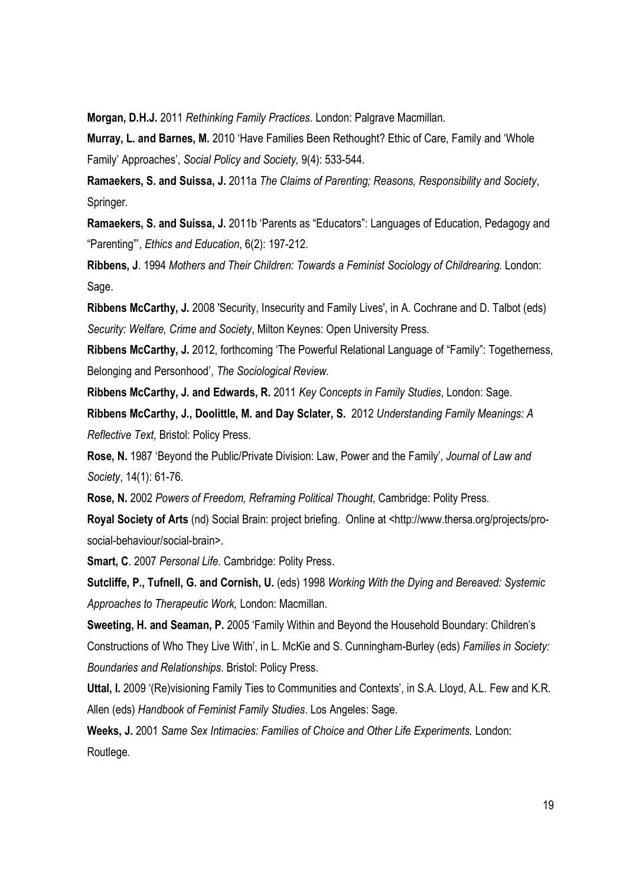**Morgan, D.H.J.** 2011 *Rethinking Family Practices*. London: Palgrave Macmillan.

**Murray, L. and Barnes, M.** 2010 'Have Families Been Rethought? Ethic of Care, Family and 'Whole Family' Approaches', *Social Policy and Society,* 9(4): 533-544.

**Ramaekers, S. and Suissa, J.** 2011a *The Claims of Parenting; Reasons, Responsibility and Society*, Springer.

**Ramaekers, S. and Suissa, J.** 2011b 'Parents as "Educators": Languages of Education, Pedagogy and "Parenting"', *Ethics and Education*, 6(2): 197-212.

**Ribbens, J**. 1994 *Mothers and Their Children: Towards a Feminist Sociology of Childrearing.* London: Sage.

**Ribbens McCarthy, J.** 2008 'Security, Insecurity and Family Lives', in A. Cochrane and D. Talbot (eds) *Security: Welfare, Crime and Society*, Milton Keynes: Open University Press.

**Ribbens McCarthy, J.** 2012, forthcoming 'The Powerful Relational Language of "Family": Togetherness, Belonging and Personhood', *The Sociological Review.*

**Ribbens McCarthy, J. and Edwards, R.** 2011 *Key Concepts in Family Studies*, London: Sage.

**Ribbens McCarthy, J., Doolittle, M. and Day Sclater, S.** 2012 *Understanding Family Meanings: A Reflective Text,* Bristol: Policy Press.

**Rose, N.** 1987 'Beyond the Public/Private Division: Law, Power and the Family', *Journal of Law and Society*, 14(1): 61-76.

**Rose, N.** 2002 *Powers of Freedom, Reframing Political Thought*, Cambridge: Polity Press.

**Royal Society of Arts** (nd) Social Brain: project briefing. Online at <http://www.thersa.org/projects/pro-social-behaviour/social-brain>.

**Smart, C**. 2007 *Personal Life.* Cambridge: Polity Press.

**Sutcliffe, P., Tufnell, G. and Cornish, U.** (eds) 1998 *Working With the Dying and Bereaved: Systemic Approaches to Therapeutic Work,* London: Macmillan.

**Sweeting, H. and Seaman, P.** 2005 'Family Within and Beyond the Household Boundary: Children's Constructions of Who They Live With', in L. McKie and S. Cunningham-Burley (eds) *Families in Society: Boundaries and Relationships*. Bristol: Policy Press.

**Uttal, I.** 2009 '(Re)visioning Family Ties to Communities and Contexts', in S.A. Lloyd, A.L. Few and K.R. Allen (eds) *Handbook of Feminist Family Studies*. Los Angeles: Sage.

**Weeks, J.** 2001 *Same Sex Intimacies: Families of Choice and Other Life Experiments.* London: Routlege.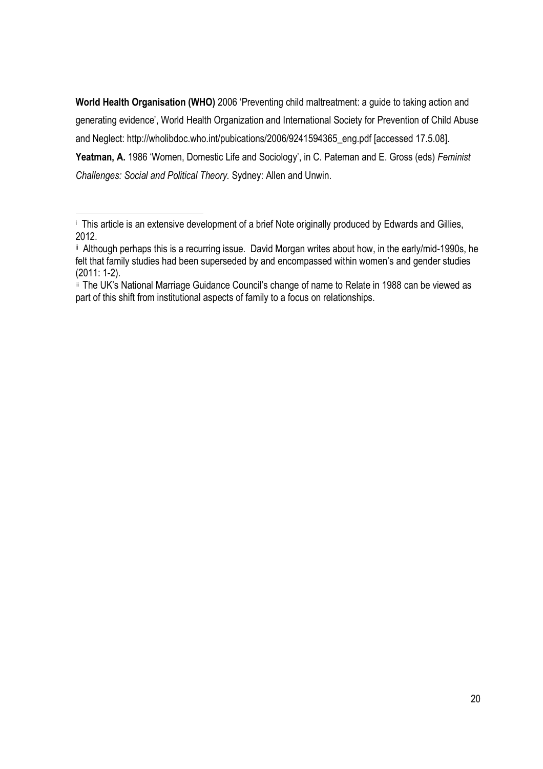**World Health Organisation (WHO)** 2006 'Preventing child maltreatment: a guide to taking action and generating evidence', World Health Organization and International Society for Prevention of Child Abuse and Neglect: http://wholibdoc.who.int/pubications/2006/9241594365_eng.pdf [accessed 17.5.08].

**Yeatman, A.** 1986 'Women, Domestic Life and Sociology', in C. Pateman and E. Gross (eds) *Feminist Challenges: Social and Political Theory.* Sydney: Allen and Unwin.

---

[i] This article is an extensive development of a brief Note originally produced by Edwards and Gillies, 2012.

[ii] Although perhaps this is a recurring issue. David Morgan writes about how, in the early/mid-1990s, he felt that family studies had been superseded by and encompassed within women's and gender studies (2011: 1-2).

[iii] The UK's National Marriage Guidance Council's change of name to Relate in 1988 can be viewed as part of this shift from institutional aspects of family to a focus on relationships.